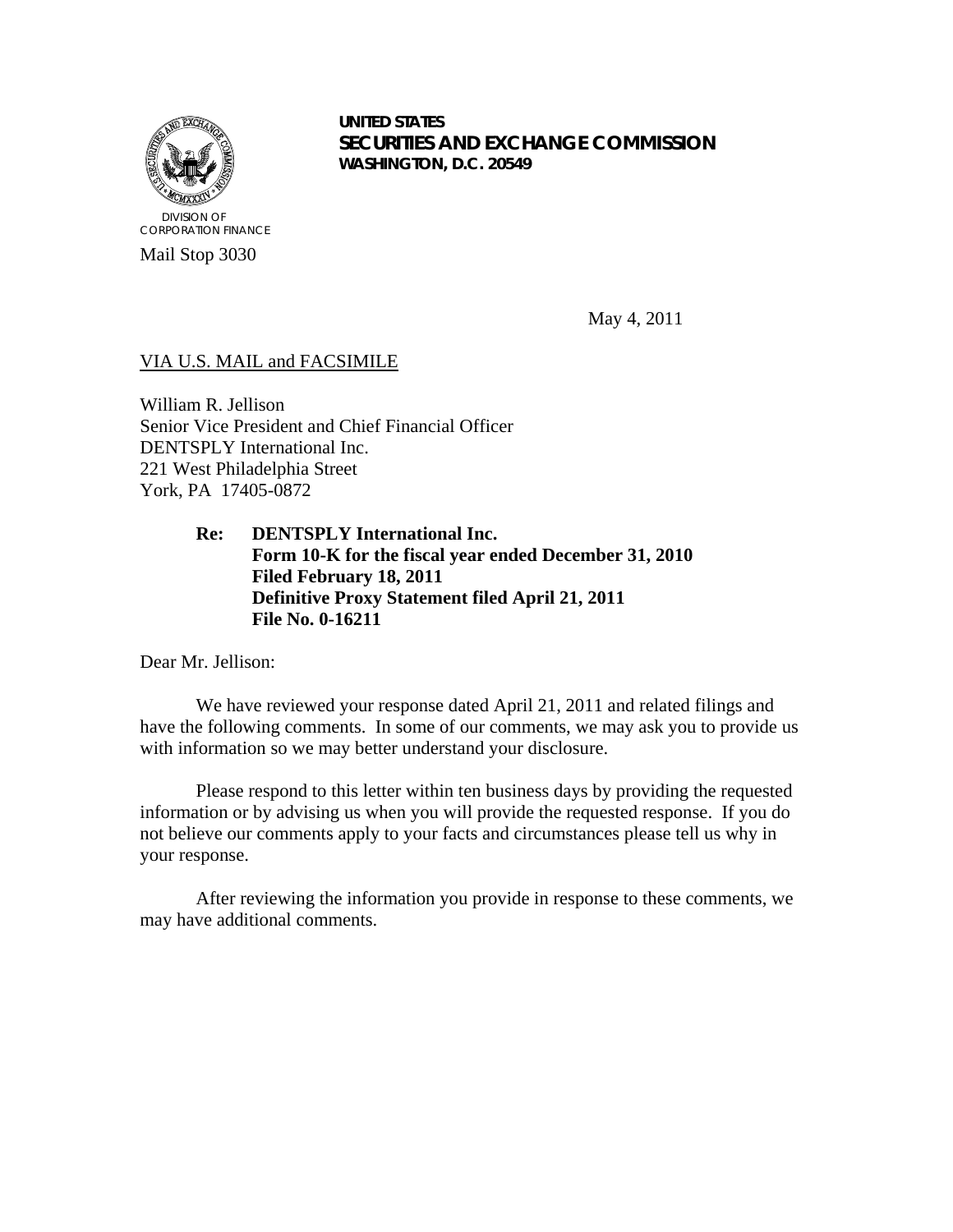UNITED STATES
**SECURITIES AND EXCHANGE COMMISSION**
WASHINGTON, D.C. 20549

DIVISION OF
CORPORATION FINANCE

Mail Stop 3030

May 4, 2011

VIA U.S. MAIL and FACSIMILE

William R. Jellison
Senior Vice President and Chief Financial Officer
DENTSPLY International Inc.
221 West Philadelphia Street
York, PA 17405-0872

**Re: DENTSPLY International Inc.**
**Form 10-K for the fiscal year ended December 31, 2010**
**Filed February 18, 2011**
**Definitive Proxy Statement filed April 21, 2011**
**File No. 0-16211**

Dear Mr. Jellison:

We have reviewed your response dated April 21, 2011 and related filings and have the following comments. In some of our comments, we may ask you to provide us with information so we may better understand your disclosure.

Please respond to this letter within ten business days by providing the requested information or by advising us when you will provide the requested response. If you do not believe our comments apply to your facts and circumstances please tell us why in your response.

After reviewing the information you provide in response to these comments, we may have additional comments.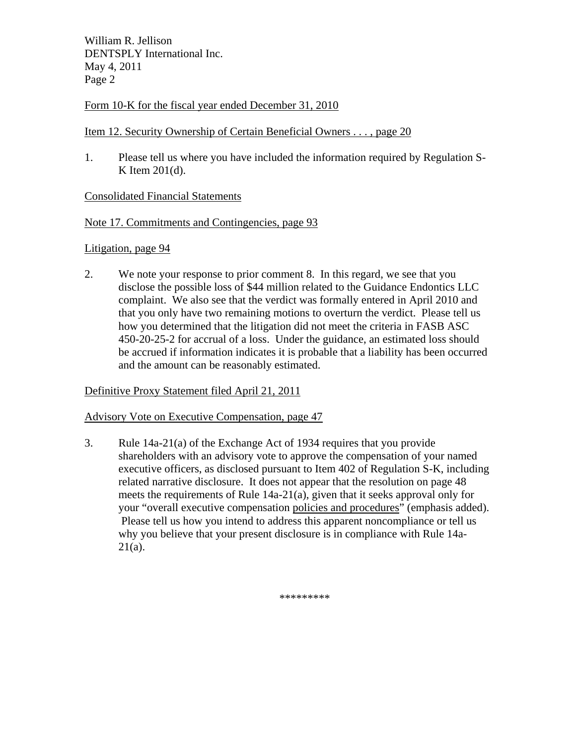Form 10-K for the fiscal year ended December 31, 2010

Item 12. Security Ownership of Certain Beneficial Owners . . . , page 20

1. Please tell us where you have included the information required by Regulation S-K Item 201(d).

Consolidated Financial Statements

Note 17. Commitments and Contingencies, page 93

Litigation, page 94

2. We note your response to prior comment 8. In this regard, we see that you disclose the possible loss of $44 million related to the Guidance Endontics LLC complaint. We also see that the verdict was formally entered in April 2010 and that you only have two remaining motions to overturn the verdict. Please tell us how you determined that the litigation did not meet the criteria in FASB ASC 450-20-25-2 for accrual of a loss. Under the guidance, an estimated loss should be accrued if information indicates it is probable that a liability has been occurred and the amount can be reasonably estimated.

Definitive Proxy Statement filed April 21, 2011

Advisory Vote on Executive Compensation, page 47

3. Rule 14a-21(a) of the Exchange Act of 1934 requires that you provide shareholders with an advisory vote to approve the compensation of your named executive officers, as disclosed pursuant to Item 402 of Regulation S-K, including related narrative disclosure. It does not appear that the resolution on page 48 meets the requirements of Rule 14a-21(a), given that it seeks approval only for your "overall executive compensation policies and procedures" (emphasis added). Please tell us how you intend to address this apparent noncompliance or tell us why you believe that your present disclosure is in compliance with Rule 14a-21(a).

*********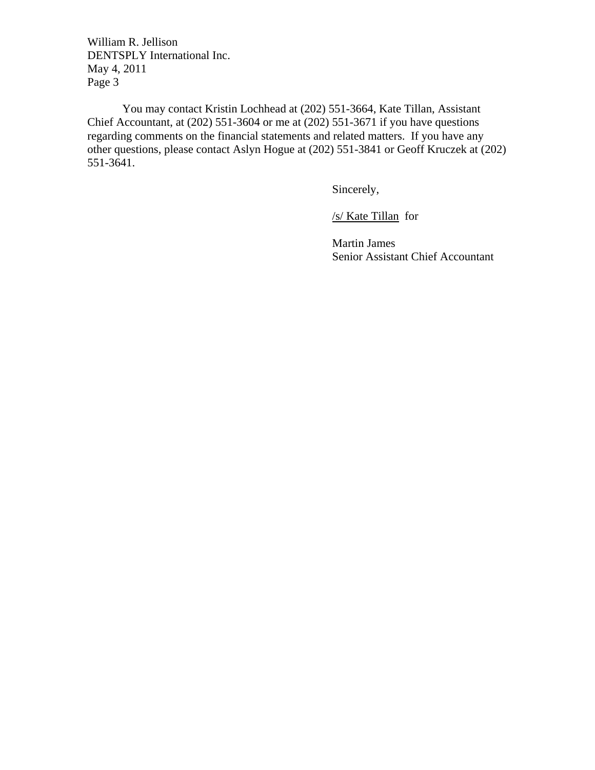William R. Jellison
DENTSPLY International Inc.
May 4, 2011

You may contact Kristin Lochhead at (202) 551-3664, Kate Tillan, Assistant Chief Accountant, at (202) 551-3604 or me at (202) 551-3671 if you have questions regarding comments on the financial statements and related matters. If you have any other questions, please contact Aslyn Hogue at (202) 551-3841 or Geoff Kruczek at (202) 551-3641.

Sincerely,

/s/ Kate Tillan for

Martin James
Senior Assistant Chief Accountant